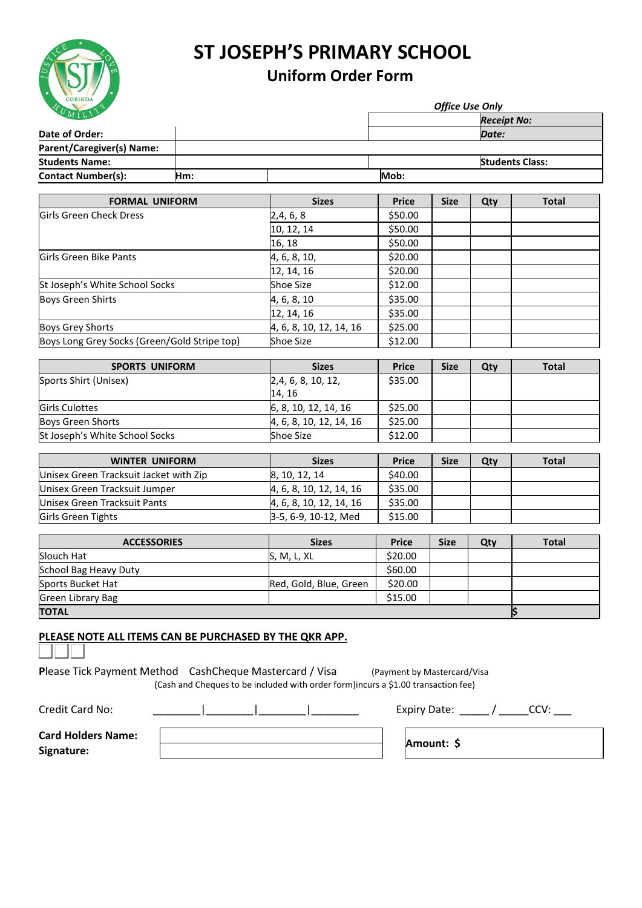# ST JOSEPH'S PRIMARY SCHOOL

## Uniform Order Form

| | | | *Office Use Only* |
|---|---|---|---|
| | | | ***Receipt No:*** |
| **Date of Order:** | | | ***Date:*** |
| **Parent/Caregiver(s) Name:** | | | |
| **Students Name:** | | | **Students Class:** |
| **Contact Number(s):** | **Hm:** | | **Mob:** |

| FORMAL UNIFORM | Sizes | Price | Size | Qty | Total |
|---|---|---|---|---|---|
| Girls Green Check Dress | 2,4, 6, 8 | $50.00 | | | |
| | 10, 12, 14 | $50.00 | | | |
| | 16, 18 | $50.00 | | | |
| Girls Green Bike Pants | 4, 6, 8, 10, | $20.00 | | | |
| | 12, 14, 16 | $20.00 | | | |
| St Joseph's White School Socks | Shoe Size | $12.00 | | | |
| Boys Green Shirts | 4, 6, 8, 10 | $35.00 | | | |
| | 12, 14, 16 | $35.00 | | | |
| Boys Grey Shorts | 4, 6, 8, 10, 12, 14, 16 | $25.00 | | | |
| Boys Long Grey Socks (Green/Gold Stripe top) | Shoe Size | $12.00 | | | |

| SPORTS UNIFORM | Sizes | Price | Size | Qty | Total |
|---|---|---|---|---|---|
| Sports Shirt (Unisex) | 2,4, 6, 8, 10, 12, 14, 16 | $35.00 | | | |
| Girls Culottes | 6, 8, 10, 12, 14, 16 | $25.00 | | | |
| Boys Green Shorts | 4, 6, 8, 10, 12, 14, 16 | $25.00 | | | |
| St Joseph's White School Socks | Shoe Size | $12.00 | | | |

| WINTER UNIFORM | Sizes | Price | Size | Qty | Total |
|---|---|---|---|---|---|
| Unisex Green Tracksuit Jacket with Zip | 8, 10, 12, 14 | $40.00 | | | |
| Unisex Green Tracksuit Jumper | 4, 6, 8, 10, 12, 14, 16 | $35.00 | | | |
| Unisex Green Tracksuit Pants | 4, 6, 8, 10, 12, 14, 16 | $35.00 | | | |
| Girls Green Tights | 3-5, 6-9, 10-12, Med | $15.00 | | | |

| ACCESSORIES | Sizes | Price | Size | Qty | Total |
|---|---|---|---|---|---|
| Slouch Hat | S, M, L, XL | $20.00 | | | |
| School Bag Heavy Duty | | $60.00 | | | |
| Sports Bucket Hat | Red, Gold, Blue, Green | $20.00 | | | |
| Green Library Bag | | $15.00 | | | |
| **TOTAL** | | | | | $ |

**PLEASE NOTE ALL ITEMS CAN BE PURCHASED BY THE QKR APP.**

☐☐☐

**P**lease Tick Payment Method  CashCheque Mastercard / Visa  (Payment by Mastercard/Visa

(Cash and Cheques to be included with order form)incurs a $1.00 transaction fee)

Credit Card No: ________|________|________|________  Expiry Date: _____ / _____CCV: ___

**Card Holders Name:**

**Signature:**

**Amount: $**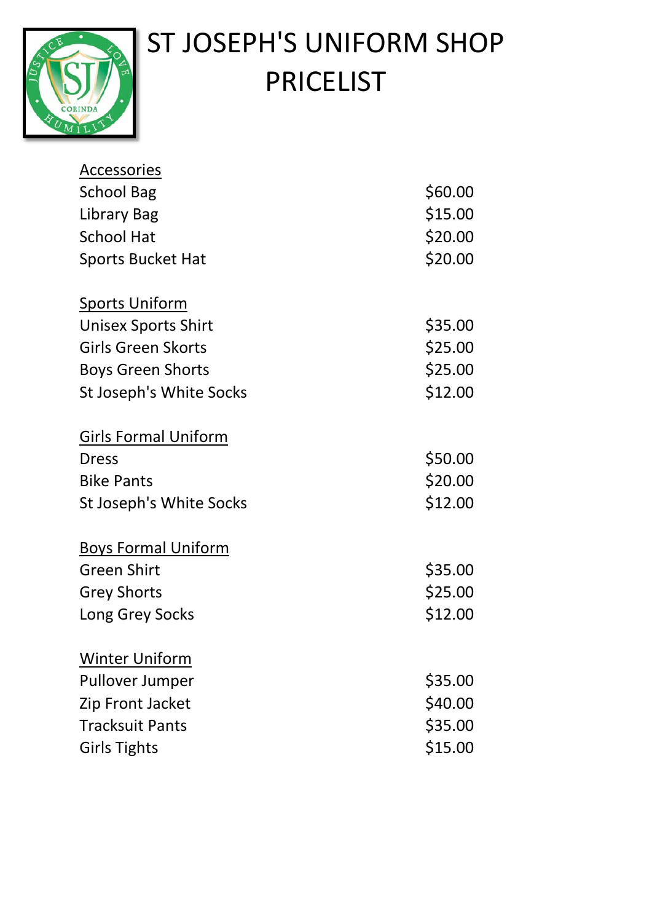# ST JOSEPH'S UNIFORM SHOP PRICELIST

| | |
|---|---|
| **Accessories** | |
| School Bag | $60.00 |
| Library Bag | $15.00 |
| School Hat | $20.00 |
| Sports Bucket Hat | $20.00 |
| **Sports Uniform** | |
| Unisex Sports Shirt | $35.00 |
| Girls Green Skorts | $25.00 |
| Boys Green Shorts | $25.00 |
| St Joseph's White Socks | $12.00 |
| **Girls Formal Uniform** | |
| Dress | $50.00 |
| Bike Pants | $20.00 |
| St Joseph's White Socks | $12.00 |
| **Boys Formal Uniform** | |
| Green Shirt | $35.00 |
| Grey Shorts | $25.00 |
| Long Grey Socks | $12.00 |
| **Winter Uniform** | |
| Pullover Jumper | $35.00 |
| Zip Front Jacket | $40.00 |
| Tracksuit Pants | $35.00 |
| Girls Tights | $15.00 |